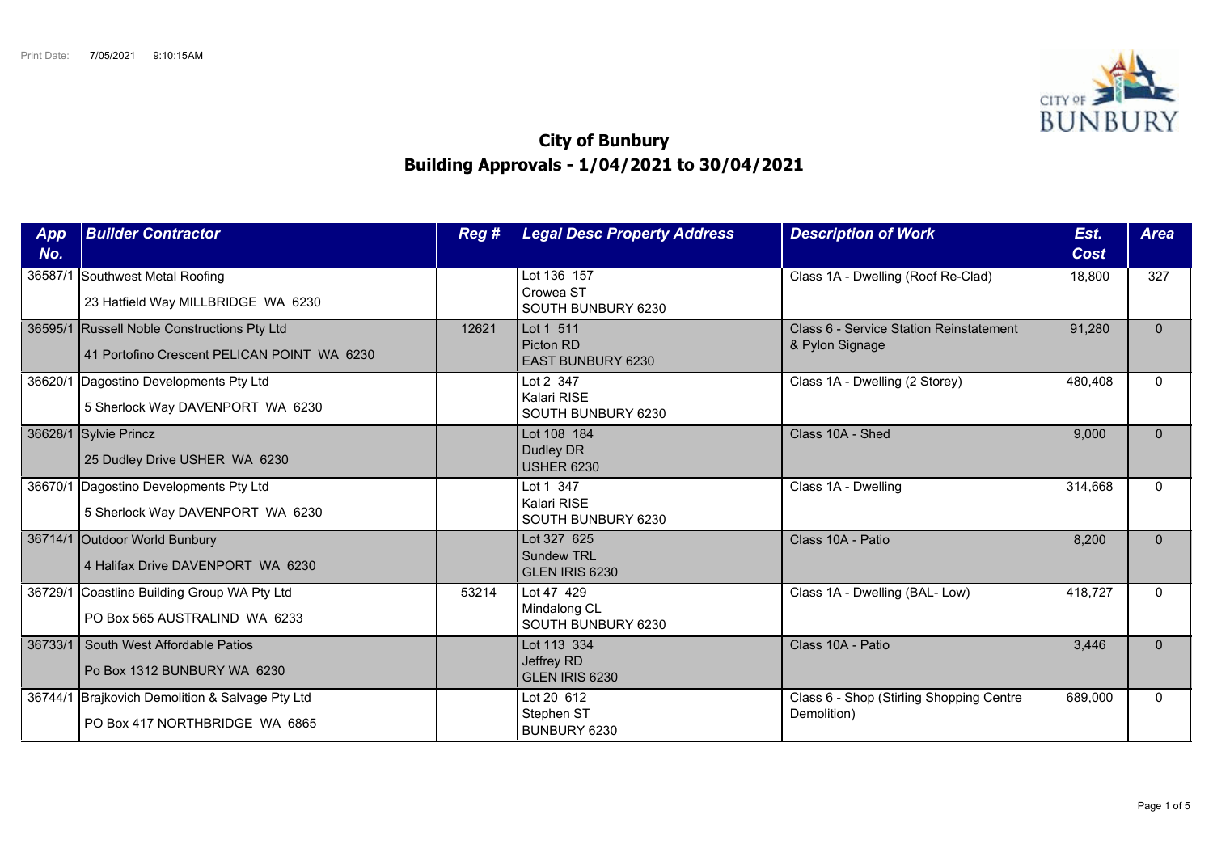Print Date: 7/05/2021 9:10:15AM

# City of Bunbury
## Building Approvals - 1/04/2021 to 30/04/2021

| App No. | Builder Contractor | Reg # | Legal Desc Property Address | Description of Work | Est. Cost | Area |
|---|---|---|---|---|---|---|
| 36587/1 | Southwest Metal Roofing<br>23 Hatfield Way MILLBRIDGE WA 6230 | | Lot 136 157<br>Crowea ST<br>SOUTH BUNBURY 6230 | Class 1A - Dwelling (Roof Re-Clad) | 18,800 | 327 |
| 36595/1 | Russell Noble Constructions Pty Ltd<br>41 Portofino Crescent PELICAN POINT WA 6230 | 12621 | Lot 1 511<br>Picton RD<br>EAST BUNBURY 6230 | Class 6 - Service Station Reinstatement & Pylon Signage | 91,280 | 0 |
| 36620/1 | Dagostino Developments Pty Ltd<br>5 Sherlock Way DAVENPORT WA 6230 | | Lot 2 347<br>Kalari RISE<br>SOUTH BUNBURY 6230 | Class 1A - Dwelling (2 Storey) | 480,408 | 0 |
| 36628/1 | Sylvie Princz<br>25 Dudley Drive USHER WA 6230 | | Lot 108 184<br>Dudley DR<br>USHER 6230 | Class 10A - Shed | 9,000 | 0 |
| 36670/1 | Dagostino Developments Pty Ltd<br>5 Sherlock Way DAVENPORT WA 6230 | | Lot 1 347<br>Kalari RISE<br>SOUTH BUNBURY 6230 | Class 1A - Dwelling | 314,668 | 0 |
| 36714/1 | Outdoor World Bunbury<br>4 Halifax Drive DAVENPORT WA 6230 | | Lot 327 625<br>Sundew TRL<br>GLEN IRIS 6230 | Class 10A - Patio | 8,200 | 0 |
| 36729/1 | Coastline Building Group WA Pty Ltd<br>PO Box 565 AUSTRALIND WA 6233 | 53214 | Lot 47 429<br>Mindalong CL<br>SOUTH BUNBURY 6230 | Class 1A - Dwelling (BAL- Low) | 418,727 | 0 |
| 36733/1 | South West Affordable Patios<br>Po Box 1312 BUNBURY WA 6230 | | Lot 113 334<br>Jeffrey RD<br>GLEN IRIS 6230 | Class 10A - Patio | 3,446 | 0 |
| 36744/1 | Brajkovich Demolition & Salvage Pty Ltd<br>PO Box 417 NORTHBRIDGE WA 6865 | | Lot 20 612<br>Stephen ST<br>BUNBURY 6230 | Class 6 - Shop (Stirling Shopping Centre Demolition) | 689,000 | 0 |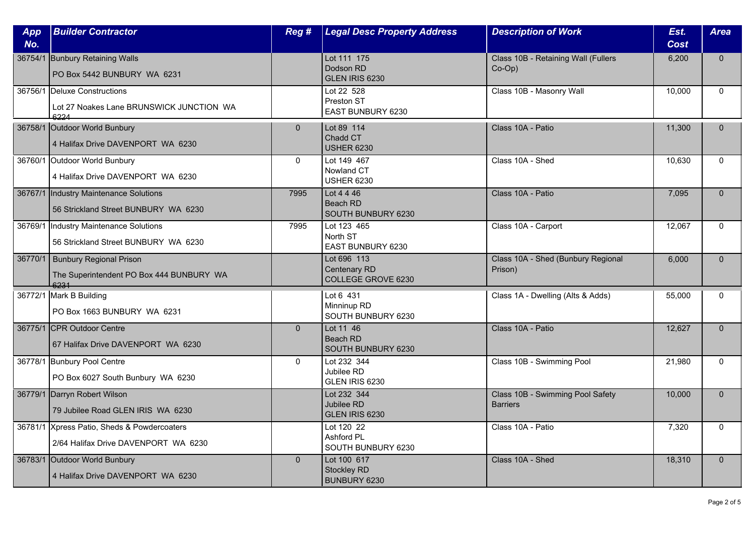| App No. | Builder Contractor | Reg # | Legal Desc Property Address | Description of Work | Est. Cost | Area |
|---|---|---|---|---|---|---|
| 36754/1 | Bunbury Retaining Walls<br>PO Box 5442 BUNBURY WA 6231 | | Lot 111 175<br>Dodson RD<br>GLEN IRIS 6230 | Class 10B - Retaining Wall (Fullers Co-Op) | 6,200 | 0 |
| 36756/1 | Deluxe Constructions<br>Lot 27 Noakes Lane BRUNSWICK JUNCTION WA 6224 | | Lot 22 528<br>Preston ST<br>EAST BUNBURY 6230 | Class 10B - Masonry Wall | 10,000 | 0 |
| 36758/1 | Outdoor World Bunbury<br>4 Halifax Drive DAVENPORT WA 6230 | 0 | Lot 89 114<br>Chadd CT<br>USHER 6230 | Class 10A - Patio | 11,300 | 0 |
| 36760/1 | Outdoor World Bunbury<br>4 Halifax Drive DAVENPORT WA 6230 | 0 | Lot 149 467<br>Nowland CT<br>USHER 6230 | Class 10A - Shed | 10,630 | 0 |
| 36767/1 | Industry Maintenance Solutions<br>56 Strickland Street BUNBURY WA 6230 | 7995 | Lot 4 4 46<br>Beach RD<br>SOUTH BUNBURY 6230 | Class 10A - Patio | 7,095 | 0 |
| 36769/1 | Industry Maintenance Solutions<br>56 Strickland Street BUNBURY WA 6230 | 7995 | Lot 123 465<br>North ST<br>EAST BUNBURY 6230 | Class 10A - Carport | 12,067 | 0 |
| 36770/1 | Bunbury Regional Prison<br>The Superintendent PO Box 444 BUNBURY WA 6231 | | Lot 696 113<br>Centenary RD<br>COLLEGE GROVE 6230 | Class 10A - Shed (Bunbury Regional Prison) | 6,000 | 0 |
| 36772/1 | Mark B Building<br>PO Box 1663 BUNBURY WA 6231 | | Lot 6 431<br>Minninup RD<br>SOUTH BUNBURY 6230 | Class 1A - Dwelling (Alts & Adds) | 55,000 | 0 |
| 36775/1 | CPR Outdoor Centre<br>67 Halifax Drive DAVENPORT WA 6230 | 0 | Lot 11 46<br>Beach RD<br>SOUTH BUNBURY 6230 | Class 10A - Patio | 12,627 | 0 |
| 36778/1 | Bunbury Pool Centre<br>PO Box 6027 South Bunbury WA 6230 | 0 | Lot 232 344<br>Jubilee RD<br>GLEN IRIS 6230 | Class 10B - Swimming Pool | 21,980 | 0 |
| 36779/1 | Darryn Robert Wilson<br>79 Jubilee Road GLEN IRIS WA 6230 | | Lot 232 344<br>Jubilee RD<br>GLEN IRIS 6230 | Class 10B - Swimming Pool Safety Barriers | 10,000 | 0 |
| 36781/1 | Xpress Patio, Sheds & Powdercoaters<br>2/64 Halifax Drive DAVENPORT WA 6230 | | Lot 120 22<br>Ashford PL<br>SOUTH BUNBURY 6230 | Class 10A - Patio | 7,320 | 0 |
| 36783/1 | Outdoor World Bunbury<br>4 Halifax Drive DAVENPORT WA 6230 | 0 | Lot 100 617<br>Stockley RD<br>BUNBURY 6230 | Class 10A - Shed | 18,310 | 0 |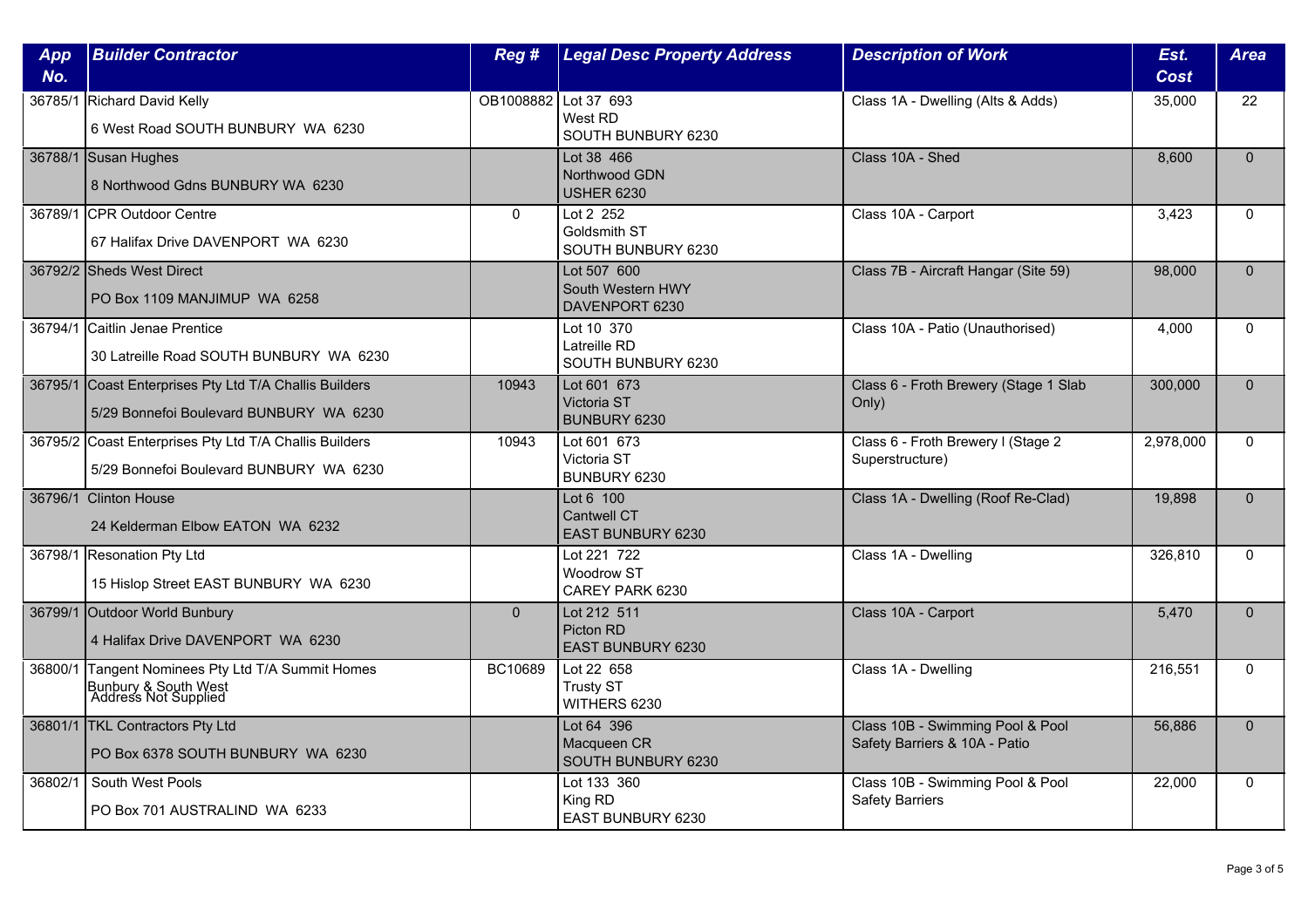| App No. | Builder Contractor | Reg # | Legal Desc Property Address | Description of Work | Est. Cost | Area |
|---|---|---|---|---|---|---|
| 36785/1 | Richard David Kelly<br>6 West Road SOUTH BUNBURY WA 6230 | OB1008882 | Lot 37 693<br>West RD<br>SOUTH BUNBURY 6230 | Class 1A - Dwelling (Alts & Adds) | 35,000 | 22 |
| 36788/1 | Susan Hughes<br>8 Northwood Gdns BUNBURY WA 6230 | | Lot 38 466<br>Northwood GDN<br>USHER 6230 | Class 10A - Shed | 8,600 | 0 |
| 36789/1 | CPR Outdoor Centre<br>67 Halifax Drive DAVENPORT WA 6230 | 0 | Lot 2 252<br>Goldsmith ST<br>SOUTH BUNBURY 6230 | Class 10A - Carport | 3,423 | 0 |
| 36792/2 | Sheds West Direct<br>PO Box 1109 MANJIMUP WA 6258 | | Lot 507 600<br>South Western HWY<br>DAVENPORT 6230 | Class 7B - Aircraft Hangar (Site 59) | 98,000 | 0 |
| 36794/1 | Caitlin Jenae Prentice<br>30 Latreille Road SOUTH BUNBURY WA 6230 | | Lot 10 370<br>Latreille RD<br>SOUTH BUNBURY 6230 | Class 10A - Patio (Unauthorised) | 4,000 | 0 |
| 36795/1 | Coast Enterprises Pty Ltd T/A Challis Builders<br>5/29 Bonnefoi Boulevard BUNBURY WA 6230 | 10943 | Lot 601 673<br>Victoria ST<br>BUNBURY 6230 | Class 6 - Froth Brewery (Stage 1 Slab Only) | 300,000 | 0 |
| 36795/2 | Coast Enterprises Pty Ltd T/A Challis Builders<br>5/29 Bonnefoi Boulevard BUNBURY WA 6230 | 10943 | Lot 601 673<br>Victoria ST<br>BUNBURY 6230 | Class 6 - Froth Brewery I (Stage 2 Superstructure) | 2,978,000 | 0 |
| 36796/1 | Clinton House<br>24 Kelderman Elbow EATON WA 6232 | | Lot 6 100<br>Cantwell CT<br>EAST BUNBURY 6230 | Class 1A - Dwelling (Roof Re-Clad) | 19,898 | 0 |
| 36798/1 | Resonation Pty Ltd<br>15 Hislop Street EAST BUNBURY WA 6230 | | Lot 221 722<br>Woodrow ST<br>CAREY PARK 6230 | Class 1A - Dwelling | 326,810 | 0 |
| 36799/1 | Outdoor World Bunbury<br>4 Halifax Drive DAVENPORT WA 6230 | 0 | Lot 212 511<br>Picton RD<br>EAST BUNBURY 6230 | Class 10A - Carport | 5,470 | 0 |
| 36800/1 | Tangent Nominees Pty Ltd T/A Summit Homes Bunbury & South West<br>Address Not Supplied | BC10689 | Lot 22 658<br>Trusty ST<br>WITHERS 6230 | Class 1A - Dwelling | 216,551 | 0 |
| 36801/1 | TKL Contractors Pty Ltd<br>PO Box 6378 SOUTH BUNBURY WA 6230 | | Lot 64 396<br>Macqueen CR<br>SOUTH BUNBURY 6230 | Class 10B - Swimming Pool & Pool Safety Barriers & 10A - Patio | 56,886 | 0 |
| 36802/1 | South West Pools<br>PO Box 701 AUSTRALIND WA 6233 | | Lot 133 360<br>King RD<br>EAST BUNBURY 6230 | Class 10B - Swimming Pool & Pool Safety Barriers | 22,000 | 0 |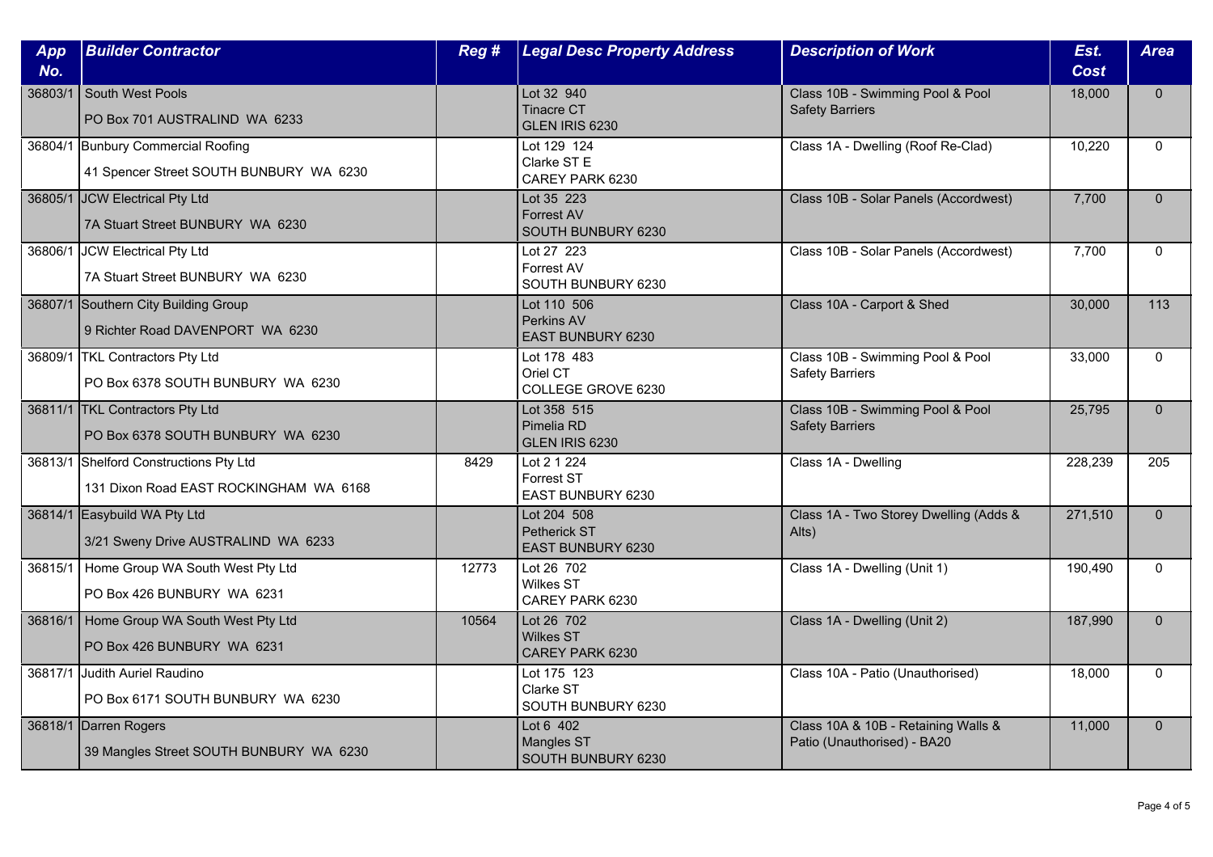| App No. | Builder Contractor | Reg # | Legal Desc Property Address | Description of Work | Est. Cost | Area |
|---|---|---|---|---|---|---|
| 36803/1 | South West Pools<br>PO Box 701 AUSTRALIND WA 6233 | | Lot 32 940<br>Tinacre CT<br>GLEN IRIS 6230 | Class 10B - Swimming Pool & Pool Safety Barriers | 18,000 | 0 |
| 36804/1 | Bunbury Commercial Roofing<br>41 Spencer Street SOUTH BUNBURY WA 6230 | | Lot 129 124<br>Clarke ST E<br>CAREY PARK 6230 | Class 1A - Dwelling (Roof Re-Clad) | 10,220 | 0 |
| 36805/1 | JCW Electrical Pty Ltd<br>7A Stuart Street BUNBURY WA 6230 | | Lot 35 223<br>Forrest AV<br>SOUTH BUNBURY 6230 | Class 10B - Solar Panels (Accordwest) | 7,700 | 0 |
| 36806/1 | JCW Electrical Pty Ltd<br>7A Stuart Street BUNBURY WA 6230 | | Lot 27 223<br>Forrest AV<br>SOUTH BUNBURY 6230 | Class 10B - Solar Panels (Accordwest) | 7,700 | 0 |
| 36807/1 | Southern City Building Group<br>9 Richter Road DAVENPORT WA 6230 | | Lot 110 506<br>Perkins AV<br>EAST BUNBURY 6230 | Class 10A - Carport & Shed | 30,000 | 113 |
| 36809/1 | TKL Contractors Pty Ltd<br>PO Box 6378 SOUTH BUNBURY WA 6230 | | Lot 178 483<br>Oriel CT<br>COLLEGE GROVE 6230 | Class 10B - Swimming Pool & Pool Safety Barriers | 33,000 | 0 |
| 36811/1 | TKL Contractors Pty Ltd<br>PO Box 6378 SOUTH BUNBURY WA 6230 | | Lot 358 515<br>Pimelia RD<br>GLEN IRIS 6230 | Class 10B - Swimming Pool & Pool Safety Barriers | 25,795 | 0 |
| 36813/1 | Shelford Constructions Pty Ltd<br>131 Dixon Road EAST ROCKINGHAM WA 6168 | 8429 | Lot 2 1 224<br>Forrest ST<br>EAST BUNBURY 6230 | Class 1A - Dwelling | 228,239 | 205 |
| 36814/1 | Easybuild WA Pty Ltd<br>3/21 Sweny Drive AUSTRALIND WA 6233 | | Lot 204 508<br>Petherick ST<br>EAST BUNBURY 6230 | Class 1A - Two Storey Dwelling (Adds & Alts) | 271,510 | 0 |
| 36815/1 | Home Group WA South West Pty Ltd<br>PO Box 426 BUNBURY WA 6231 | 12773 | Lot 26 702<br>Wilkes ST<br>CAREY PARK 6230 | Class 1A - Dwelling (Unit 1) | 190,490 | 0 |
| 36816/1 | Home Group WA South West Pty Ltd<br>PO Box 426 BUNBURY WA 6231 | 10564 | Lot 26 702<br>Wilkes ST<br>CAREY PARK 6230 | Class 1A - Dwelling (Unit 2) | 187,990 | 0 |
| 36817/1 | Judith Auriel Raudino<br>PO Box 6171 SOUTH BUNBURY WA 6230 | | Lot 175 123<br>Clarke ST<br>SOUTH BUNBURY 6230 | Class 10A - Patio (Unauthorised) | 18,000 | 0 |
| 36818/1 | Darren Rogers<br>39 Mangles Street SOUTH BUNBURY WA 6230 | | Lot 6 402<br>Mangles ST<br>SOUTH BUNBURY 6230 | Class 10A & 10B - Retaining Walls & Patio (Unauthorised) - BA20 | 11,000 | 0 |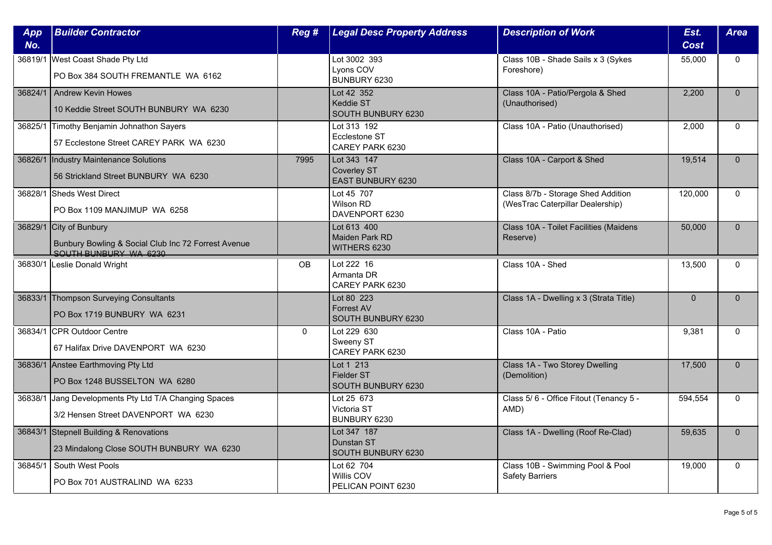| App No. | Builder Contractor | Reg # | Legal Desc Property Address | Description of Work | Est. Cost | Area |
|---|---|---|---|---|---|---|
| 36819/1 | West Coast Shade Pty Ltd<br>PO Box 384 SOUTH FREMANTLE WA 6162 | | Lot 3002 393<br>Lyons COV<br>BUNBURY 6230 | Class 10B - Shade Sails x 3 (Sykes Foreshore) | 55,000 | 0 |
| 36824/1 | Andrew Kevin Howes<br>10 Keddie Street SOUTH BUNBURY WA 6230 | | Lot 42 352<br>Keddie ST<br>SOUTH BUNBURY 6230 | Class 10A - Patio/Pergola & Shed (Unauthorised) | 2,200 | 0 |
| 36825/1 | Timothy Benjamin Johnathon Sayers<br>57 Ecclestone Street CAREY PARK WA 6230 | | Lot 313 192<br>Ecclestone ST<br>CAREY PARK 6230 | Class 10A - Patio (Unauthorised) | 2,000 | 0 |
| 36826/1 | Industry Maintenance Solutions<br>56 Strickland Street BUNBURY WA 6230 | 7995 | Lot 343 147<br>Coverley ST<br>EAST BUNBURY 6230 | Class 10A - Carport & Shed | 19,514 | 0 |
| 36828/1 | Sheds West Direct<br>PO Box 1109 MANJIMUP WA 6258 | | Lot 45 707<br>Wilson RD<br>DAVENPORT 6230 | Class 8/7b - Storage Shed Addition (WesTrac Caterpillar Dealership) | 120,000 | 0 |
| 36829/1 | City of Bunbury<br>Bunbury Bowling & Social Club Inc 72 Forrest Avenue SOUTH BUNBURY WA 6230 | | Lot 613 400<br>Maiden Park RD<br>WITHERS 6230 | Class 10A - Toilet Facilities (Maidens Reserve) | 50,000 | 0 |
| 36830/1 | Leslie Donald Wright | OB | Lot 222 16<br>Armanta DR<br>CAREY PARK 6230 | Class 10A - Shed | 13,500 | 0 |
| 36833/1 | Thompson Surveying Consultants<br>PO Box 1719 BUNBURY WA 6231 | | Lot 80 223<br>Forrest AV<br>SOUTH BUNBURY 6230 | Class 1A - Dwelling x 3 (Strata Title) | 0 | 0 |
| 36834/1 | CPR Outdoor Centre<br>67 Halifax Drive DAVENPORT WA 6230 | 0 | Lot 229 630<br>Sweeny ST<br>CAREY PARK 6230 | Class 10A - Patio | 9,381 | 0 |
| 36836/1 | Anstee Earthmoving Pty Ltd<br>PO Box 1248 BUSSELTON WA 6280 | | Lot 1 213<br>Fielder ST<br>SOUTH BUNBURY 6230 | Class 1A - Two Storey Dwelling (Demolition) | 17,500 | 0 |
| 36838/1 | Jang Developments Pty Ltd T/A Changing Spaces<br>3/2 Hensen Street DAVENPORT WA 6230 | | Lot 25 673<br>Victoria ST<br>BUNBURY 6230 | Class 5/ 6 - Office Fitout (Tenancy 5 - AMD) | 594,554 | 0 |
| 36843/1 | Stepnell Building & Renovations<br>23 Mindalong Close SOUTH BUNBURY WA 6230 | | Lot 347 187<br>Dunstan ST<br>SOUTH BUNBURY 6230 | Class 1A - Dwelling (Roof Re-Clad) | 59,635 | 0 |
| 36845/1 | South West Pools<br>PO Box 701 AUSTRALIND WA 6233 | | Lot 62 704<br>Willis COV<br>PELICAN POINT 6230 | Class 10B - Swimming Pool & Pool Safety Barriers | 19,000 | 0 |